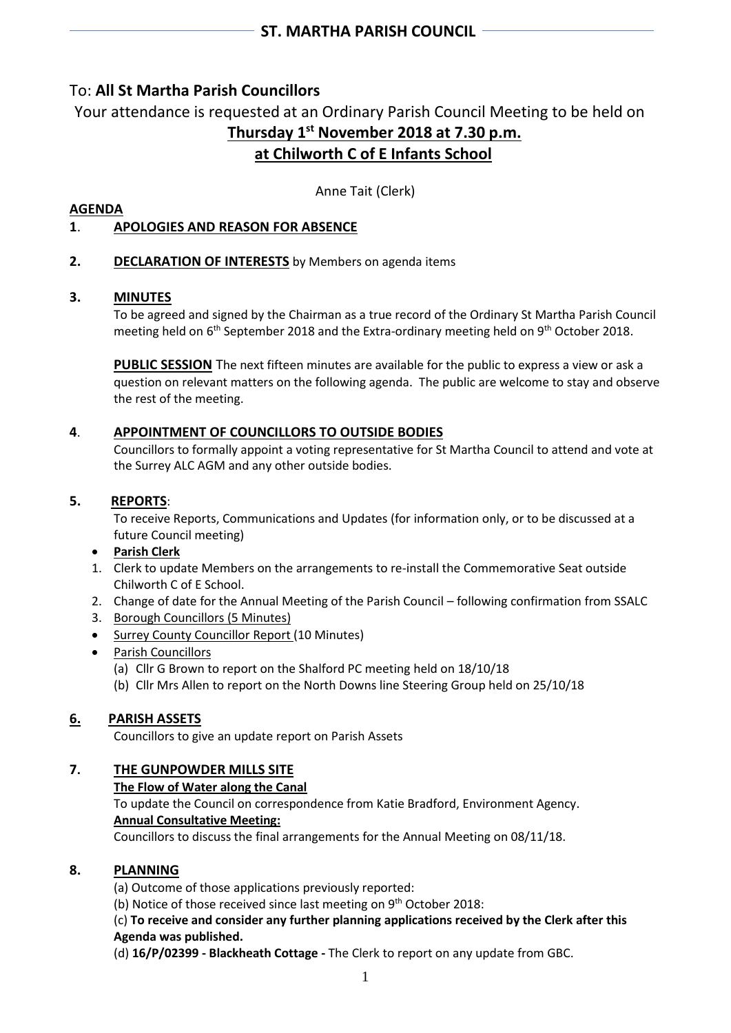# ST. MARTHA PARISH COUNCIL

To: **All St Martha Parish Councillors**

Your attendance is requested at an Ordinary Parish Council Meeting to be held on

**Thursday 1st November 2018 at 7.30 p.m.**

**at Chilworth C of E Infants School**

Anne Tait (Clerk)

## AGENDA

**1. APOLOGIES AND REASON FOR ABSENCE**

**2. DECLARATION OF INTERESTS** by Members on agenda items

**3. MINUTES**

To be agreed and signed by the Chairman as a true record of the Ordinary St Martha Parish Council meeting held on 6th September 2018 and the Extra-ordinary meeting held on 9th October 2018.

**PUBLIC SESSION** The next fifteen minutes are available for the public to express a view or ask a question on relevant matters on the following agenda. The public are welcome to stay and observe the rest of the meeting.

**4. APPOINTMENT OF COUNCILLORS TO OUTSIDE BODIES**

Councillors to formally appoint a voting representative for St Martha Council to attend and vote at the Surrey ALC AGM and any other outside bodies.

**5. REPORTS**:

To receive Reports, Communications and Updates (for information only, or to be discussed at a future Council meeting)

- **Parish Clerk**

1. Clerk to update Members on the arrangements to re-install the Commemorative Seat outside Chilworth C of E School.
2. Change of date for the Annual Meeting of the Parish Council – following confirmation from SSALC
3. Borough Councillors (5 Minutes)

- Surrey County Councillor Report (10 Minutes)
- Parish Councillors
  - (a) Cllr G Brown to report on the Shalford PC meeting held on 18/10/18
  - (b) Cllr Mrs Allen to report on the North Downs line Steering Group held on 25/10/18

**6. PARISH ASSETS**

Councillors to give an update report on Parish Assets

**7. THE GUNPOWDER MILLS SITE**

**The Flow of Water along the Canal**

To update the Council on correspondence from Katie Bradford, Environment Agency.

**Annual Consultative Meeting:**

Councillors to discuss the final arrangements for the Annual Meeting on 08/11/18.

**8. PLANNING**

(a) Outcome of those applications previously reported:

(b) Notice of those received since last meeting on 9th October 2018:

(c) **To receive and consider any further planning applications received by the Clerk after this Agenda was published.**

(d) **16/P/02399 - Blackheath Cottage -** The Clerk to report on any update from GBC.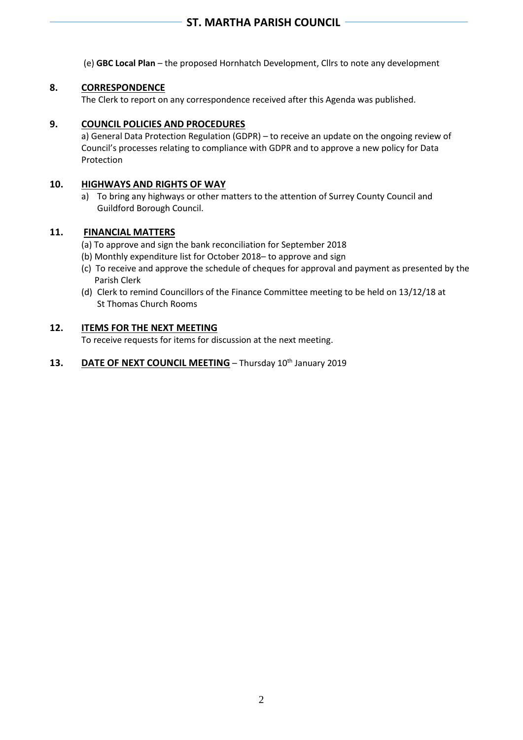(e) **GBC Local Plan** – the proposed Hornhatch Development, Cllrs to note any development

## 8. CORRESPONDENCE

The Clerk to report on any correspondence received after this Agenda was published.

## 9. COUNCIL POLICIES AND PROCEDURES

a) General Data Protection Regulation (GDPR) – to receive an update on the ongoing review of Council's processes relating to compliance with GDPR and to approve a new policy for Data Protection

## 10. HIGHWAYS AND RIGHTS OF WAY

a) To bring any highways or other matters to the attention of Surrey County Council and Guildford Borough Council.

## 11. FINANCIAL MATTERS

(a) To approve and sign the bank reconciliation for September 2018

(b) Monthly expenditure list for October 2018– to approve and sign

(c) To receive and approve the schedule of cheques for approval and payment as presented by the Parish Clerk

(d) Clerk to remind Councillors of the Finance Committee meeting to be held on 13/12/18 at St Thomas Church Rooms

## 12. ITEMS FOR THE NEXT MEETING

To receive requests for items for discussion at the next meeting.

## 13. DATE OF NEXT COUNCIL MEETING – Thursday 10th January 2019